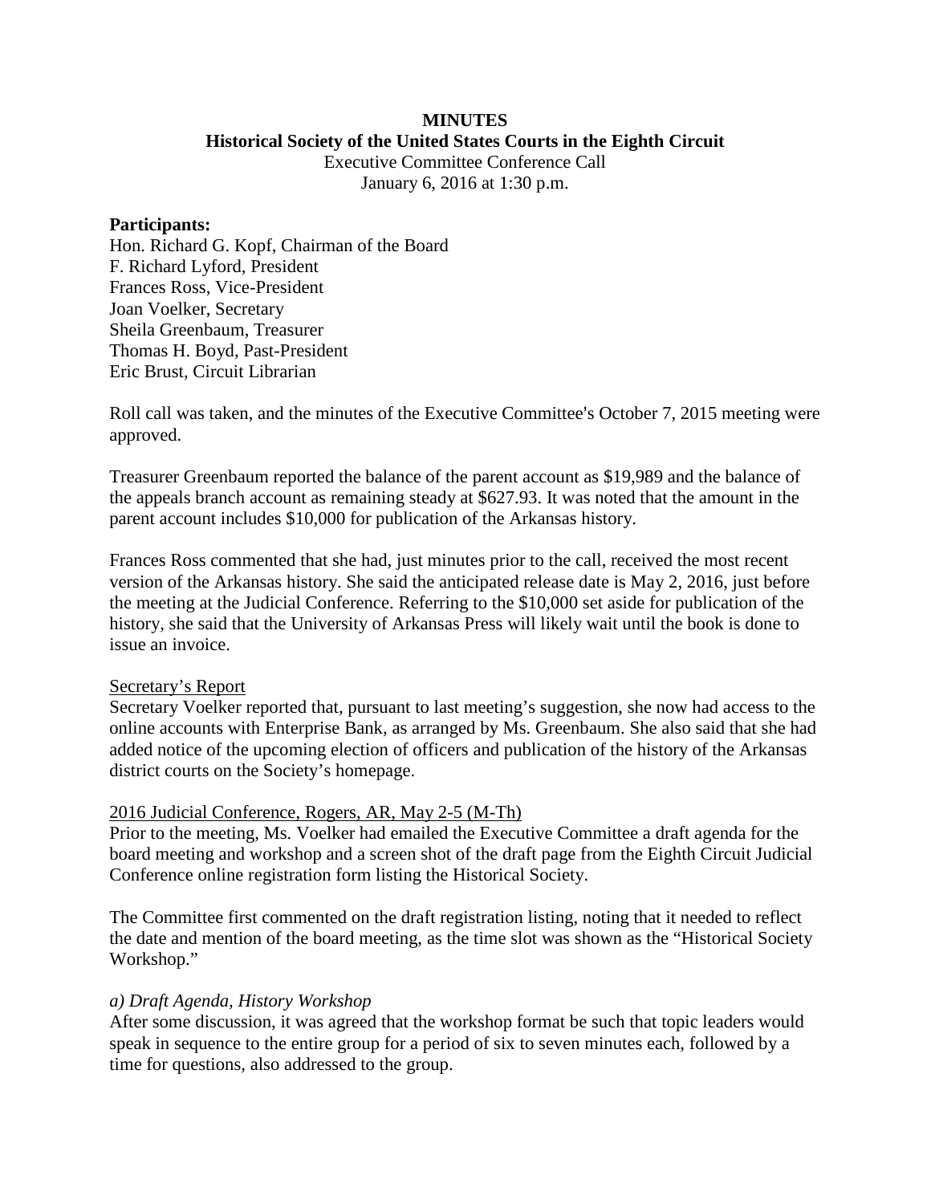**MINUTES**
**Historical Society of the United States Courts in the Eighth Circuit**
Executive Committee Conference Call
January 6, 2016 at 1:30 p.m.

**Participants:**
Hon. Richard G. Kopf, Chairman of the Board
F. Richard Lyford, President
Frances Ross, Vice-President
Joan Voelker, Secretary
Sheila Greenbaum, Treasurer
Thomas H. Boyd, Past-President
Eric Brust, Circuit Librarian

Roll call was taken, and the minutes of the Executive Committee's October 7, 2015 meeting were approved.

Treasurer Greenbaum reported the balance of the parent account as $19,989 and the balance of the appeals branch account as remaining steady at $627.93. It was noted that the amount in the parent account includes $10,000 for publication of the Arkansas history.

Frances Ross commented that she had, just minutes prior to the call, received the most recent version of the Arkansas history. She said the anticipated release date is May 2, 2016, just before the meeting at the Judicial Conference. Referring to the $10,000 set aside for publication of the history, she said that the University of Arkansas Press will likely wait until the book is done to issue an invoice.

<u>Secretary's Report</u>
Secretary Voelker reported that, pursuant to last meeting's suggestion, she now had access to the online accounts with Enterprise Bank, as arranged by Ms. Greenbaum. She also said that she had added notice of the upcoming election of officers and publication of the history of the Arkansas district courts on the Society's homepage.

<u>2016 Judicial Conference, Rogers, AR, May 2-5 (M-Th)</u>
Prior to the meeting, Ms. Voelker had emailed the Executive Committee a draft agenda for the board meeting and workshop and a screen shot of the draft page from the Eighth Circuit Judicial Conference online registration form listing the Historical Society.

The Committee first commented on the draft registration listing, noting that it needed to reflect the date and mention of the board meeting, as the time slot was shown as the "Historical Society Workshop."

*a) Draft Agenda, History Workshop*
After some discussion, it was agreed that the workshop format be such that topic leaders would speak in sequence to the entire group for a period of six to seven minutes each, followed by a time for questions, also addressed to the group.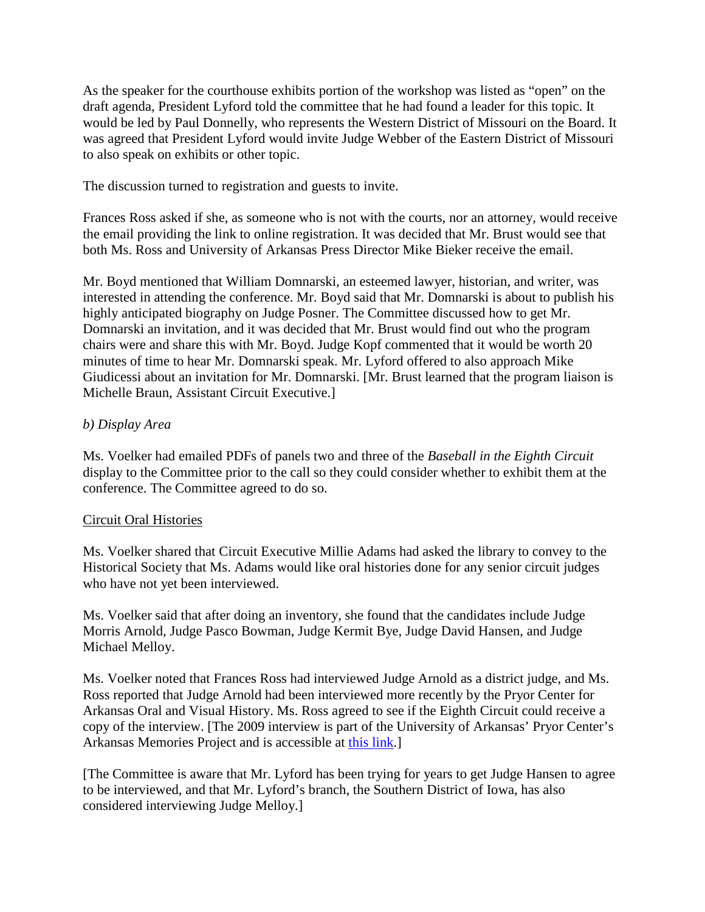As the speaker for the courthouse exhibits portion of the workshop was listed as "open" on the draft agenda, President Lyford told the committee that he had found a leader for this topic. It would be led by Paul Donnelly, who represents the Western District of Missouri on the Board. It was agreed that President Lyford would invite Judge Webber of the Eastern District of Missouri to also speak on exhibits or other topic.

The discussion turned to registration and guests to invite.

Frances Ross asked if she, as someone who is not with the courts, nor an attorney, would receive the email providing the link to online registration. It was decided that Mr. Brust would see that both Ms. Ross and University of Arkansas Press Director Mike Bieker receive the email.

Mr. Boyd mentioned that William Domnarski, an esteemed lawyer, historian, and writer, was interested in attending the conference. Mr. Boyd said that Mr. Domnarski is about to publish his highly anticipated biography on Judge Posner. The Committee discussed how to get Mr. Domnarski an invitation, and it was decided that Mr. Brust would find out who the program chairs were and share this with Mr. Boyd. Judge Kopf commented that it would be worth 20 minutes of time to hear Mr. Domnarski speak. Mr. Lyford offered to also approach Mike Giudicessi about an invitation for Mr. Domnarski. [Mr. Brust learned that the program liaison is Michelle Braun, Assistant Circuit Executive.]

*b) Display Area*

Ms. Voelker had emailed PDFs of panels two and three of the *Baseball in the Eighth Circuit* display to the Committee prior to the call so they could consider whether to exhibit them at the conference. The Committee agreed to do so.

<u>Circuit Oral Histories</u>

Ms. Voelker shared that Circuit Executive Millie Adams had asked the library to convey to the Historical Society that Ms. Adams would like oral histories done for any senior circuit judges who have not yet been interviewed.

Ms. Voelker said that after doing an inventory, she found that the candidates include Judge Morris Arnold, Judge Pasco Bowman, Judge Kermit Bye, Judge David Hansen, and Judge Michael Melloy.

Ms. Voelker noted that Frances Ross had interviewed Judge Arnold as a district judge, and Ms. Ross reported that Judge Arnold had been interviewed more recently by the Pryor Center for Arkansas Oral and Visual History. Ms. Ross agreed to see if the Eighth Circuit could receive a copy of the interview. [The 2009 interview is part of the University of Arkansas' Pryor Center's Arkansas Memories Project and is accessible at this link.]

[The Committee is aware that Mr. Lyford has been trying for years to get Judge Hansen to agree to be interviewed, and that Mr. Lyford's branch, the Southern District of Iowa, has also considered interviewing Judge Melloy.]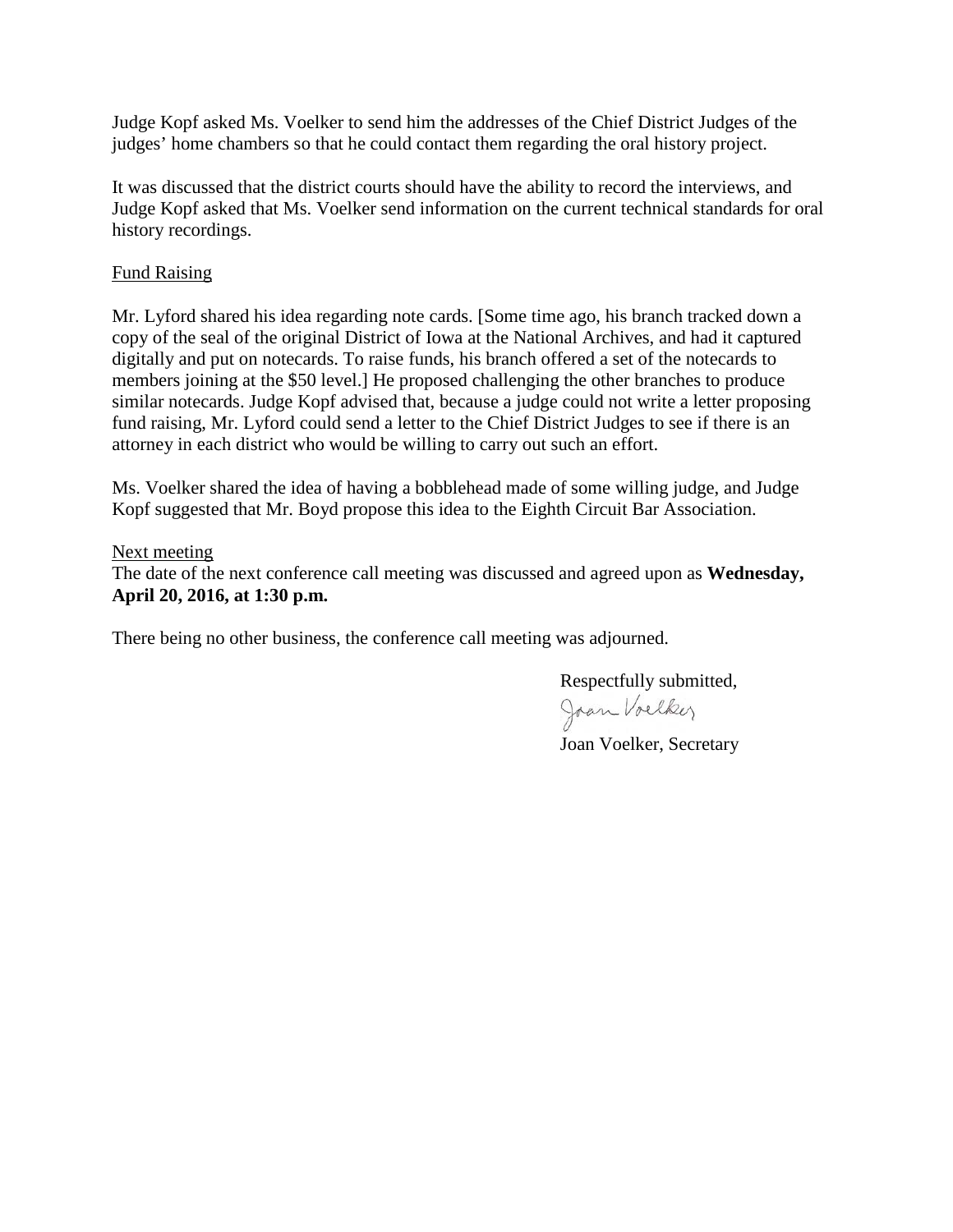Judge Kopf asked Ms. Voelker to send him the addresses of the Chief District Judges of the judges' home chambers so that he could contact them regarding the oral history project.

It was discussed that the district courts should have the ability to record the interviews, and Judge Kopf asked that Ms. Voelker send information on the current technical standards for oral history recordings.

<u>Fund Raising</u>

Mr. Lyford shared his idea regarding note cards. [Some time ago, his branch tracked down a copy of the seal of the original District of Iowa at the National Archives, and had it captured digitally and put on notecards. To raise funds, his branch offered a set of the notecards to members joining at the $50 level.] He proposed challenging the other branches to produce similar notecards. Judge Kopf advised that, because a judge could not write a letter proposing fund raising, Mr. Lyford could send a letter to the Chief District Judges to see if there is an attorney in each district who would be willing to carry out such an effort.

Ms. Voelker shared the idea of having a bobblehead made of some willing judge, and Judge Kopf suggested that Mr. Boyd propose this idea to the Eighth Circuit Bar Association.

<u>Next meeting</u>

The date of the next conference call meeting was discussed and agreed upon as **Wednesday, April 20, 2016, at 1:30 p.m.**

There being no other business, the conference call meeting was adjourned.

Respectfully submitted,

Joan Voelker

Joan Voelker, Secretary